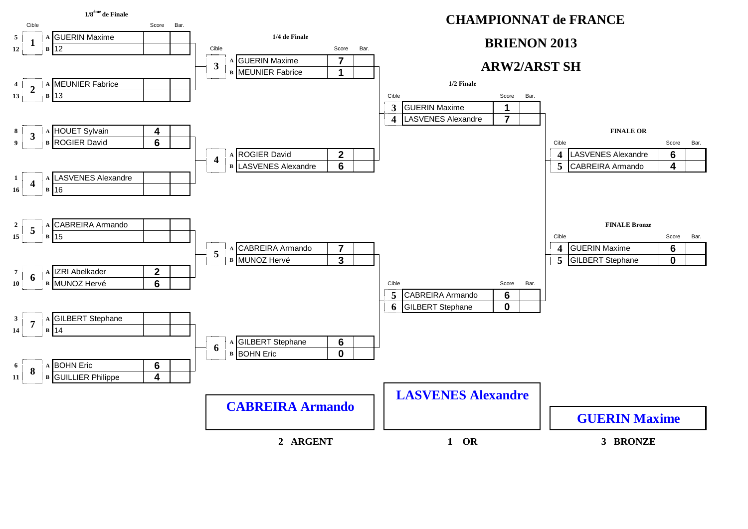# CHAMPIONNAT de FRANCE

## BRIENON 2013

## ARW2/ARST SH

### 1/8ème de Finale

| Seed | Cible | | Nom | Score | Bar. |
|---|---|---|---|---|---|
| 5 | 1 | A | GUERIN Maxime | | |
| 12 | | B | 12 | | |
| 4 | 2 | A | MEUNIER Fabrice | | |
| 13 | | B | 13 | | |
| 8 | 3 | A | HOUET Sylvain | 4 | |
| 9 | | B | ROGIER David | 6 | |
| 1 | 4 | A | LASVENES Alexandre | | |
| 16 | | B | 16 | | |
| 2 | 5 | A | CABREIRA Armando | | |
| 15 | | B | 15 | | |
| 7 | 6 | A | IZRI Abelkader | 2 | |
| 10 | | B | MUNOZ Hervé | 6 | |
| 3 | 7 | A | GILBERT Stephane | | |
| 14 | | B | 14 | | |
| 6 | 8 | A | BOHN Eric | 6 | |
| 11 | | B | GUILLIER Philippe | 4 | |

### 1/4 de Finale

| Cible | | Nom | Score | Bar. |
|---|---|---|---|---|
| 3 | A | GUERIN Maxime | 7 | |
| | B | MEUNIER Fabrice | 1 | |
| 4 | A | ROGIER David | 2 | |
| | B | LASVENES Alexandre | 6 | |
| 5 | A | CABREIRA Armando | 7 | |
| | B | MUNOZ Hervé | 3 | |
| 6 | A | GILBERT Stephane | 6 | |
| | B | BOHN Eric | 0 | |

### 1/2 Finale

| Cible | Nom | Score | Bar. |
|---|---|---|---|
| 3 | GUERIN Maxime | 1 | |
| 4 | LASVENES Alexandre | 7 | |
| 5 | CABREIRA Armando | 6 | |
| 6 | GILBERT Stephane | 0 | |

### FINALE OR

| Cible | Nom | Score | Bar. |
|---|---|---|---|
| 4 | LASVENES Alexandre | 6 | |
| 5 | CABREIRA Armando | 4 | |

### FINALE Bronze

| Cible | Nom | Score | Bar. |
|---|---|---|---|
| 4 | GUERIN Maxime | 6 | |
| 5 | GILBERT Stephane | 0 | |

### Classement

| 2 ARGENT | 1 OR | 3 BRONZE |
|---|---|---|
| **CABREIRA Armando** | **LASVENES Alexandre** | **GUERIN Maxime** |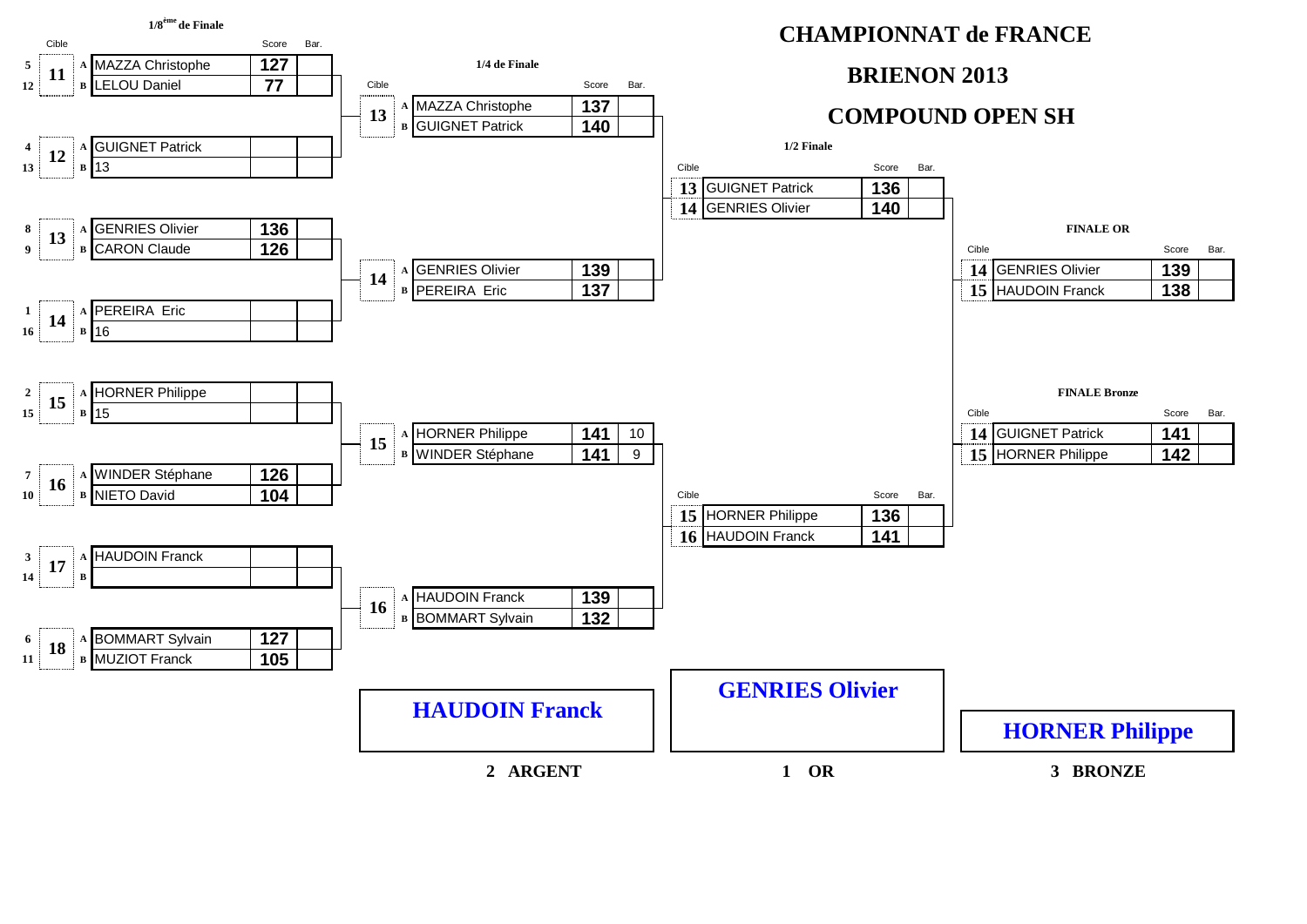# CHAMPIONNAT de FRANCE

## BRIENON 2013

## COMPOUND OPEN SH

### 1/8ème de Finale

| | Cible | | Nom | Score | Bar. |
|---|---|---|---|---|---|
| 5 | 11 | A | MAZZA Christophe | 127 | |
| 12 | | B | LELOU Daniel | 77 | |
| 4 | 12 | A | GUIGNET Patrick | | |
| 13 | | B | 13 | | |
| 8 | 13 | A | GENRIES Olivier | 136 | |
| 9 | | B | CARON Claude | 126 | |
| 1 | 14 | A | PEREIRA Eric | | |
| 16 | | B | 16 | | |
| 2 | 15 | A | HORNER Philippe | | |
| 15 | | B | 15 | | |
| 7 | 16 | A | WINDER Stéphane | 126 | |
| 10 | | B | NIETO David | 104 | |
| 3 | 17 | A | HAUDOIN Franck | | |
| 14 | | B | | | |
| 6 | 18 | A | BOMMART Sylvain | 127 | |
| 11 | | B | MUZIOT Franck | 105 | |

### 1/4 de Finale

| Cible | | Nom | Score | Bar. |
|---|---|---|---|---|
| 13 | A | MAZZA Christophe | 137 | |
| | B | GUIGNET Patrick | 140 | |
| 14 | A | GENRIES Olivier | 139 | |
| | B | PEREIRA Eric | 137 | |
| 15 | A | HORNER Philippe | 141 | 10 |
| | B | WINDER Stéphane | 141 | 9 |
| 16 | A | HAUDOIN Franck | 139 | |
| | B | BOMMART Sylvain | 132 | |

### 1/2 Finale

| Cible | Nom | Score | Bar. |
|---|---|---|---|
| 13 | GUIGNET Patrick | 136 | |
| 14 | GENRIES Olivier | 140 | |
| 15 | HORNER Philippe | 136 | |
| 16 | HAUDOIN Franck | 141 | |

### FINALE OR

| Cible | Nom | Score | Bar. |
|---|---|---|---|
| 14 | GENRIES Olivier | 139 | |
| 15 | HAUDOIN Franck | 138 | |

### FINALE Bronze

| Cible | Nom | Score | Bar. |
|---|---|---|---|
| 14 | GUIGNET Patrick | 141 | |
| 15 | HORNER Philippe | 142 | |

**HAUDOIN Franck** — 2 ARGENT

**GENRIES Olivier** — 1 OR

**HORNER Philippe** — 3 BRONZE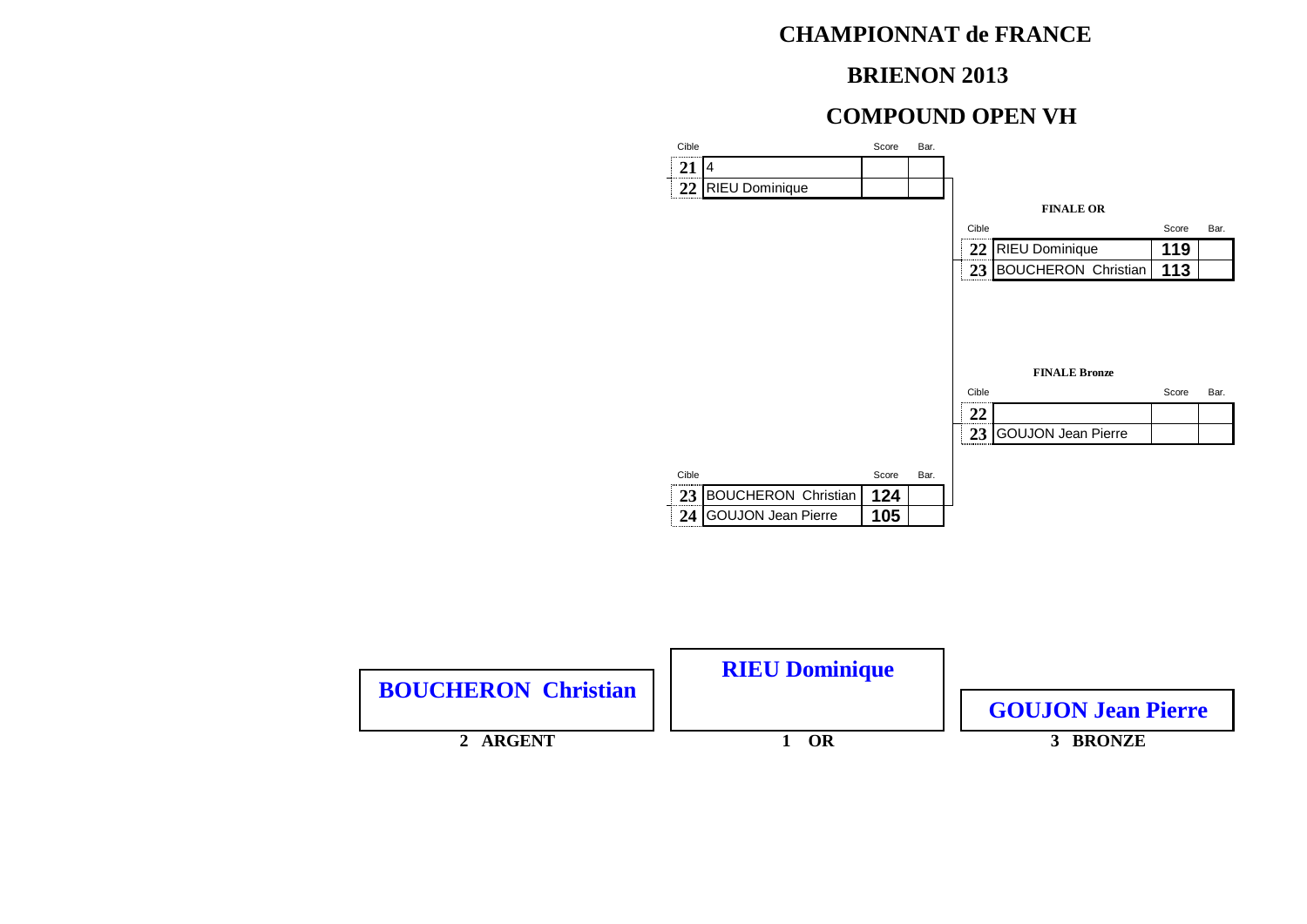# CHAMPIONNAT de FRANCE

## BRIENON 2013

## COMPOUND OPEN VH

| Cible | | Score | Bar. |
|---|---|---|---|
| 21 | 4 | | |
| 22 | RIEU Dominique | | |

**FINALE OR**

| Cible | | Score | Bar. |
|---|---|---|---|
| 22 | RIEU Dominique | 119 | |
| 23 | BOUCHERON Christian | 113 | |

**FINALE Bronze**

| Cible | | Score | Bar. |
|---|---|---|---|
| 22 | | | |
| 23 | GOUJON Jean Pierre | | |

| Cible | | Score | Bar. |
|---|---|---|---|
| 23 | BOUCHERON Christian | 124 | |
| 24 | GOUJON Jean Pierre | 105 | |

| 2 ARGENT | 1 OR | 3 BRONZE |
|---|---|---|
| **BOUCHERON Christian** | **RIEU Dominique** | **GOUJON Jean Pierre** |